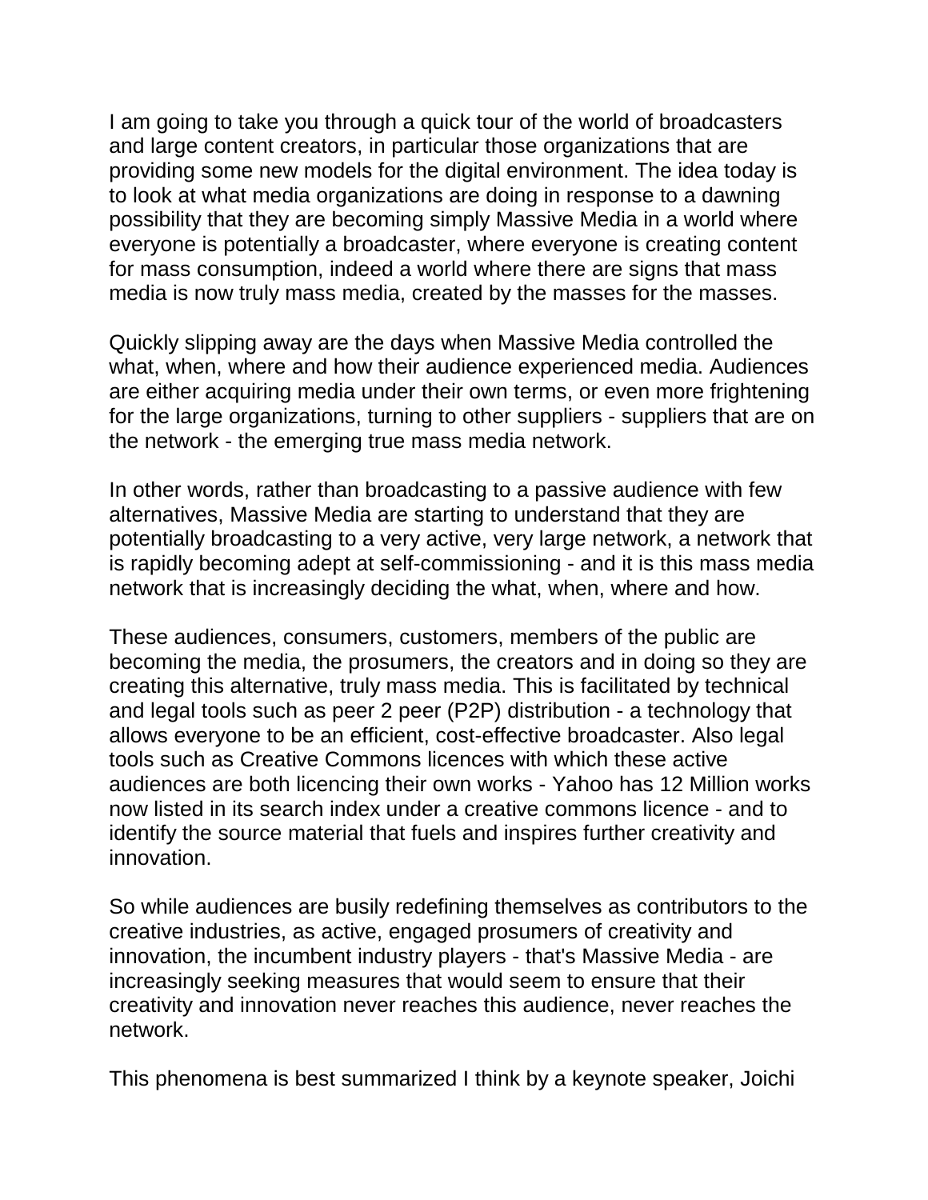I am going to take you through a quick tour of the world of broadcasters and large content creators, in particular those organizations that are providing some new models for the digital environment. The idea today is to look at what media organizations are doing in response to a dawning possibility that they are becoming simply Massive Media in a world where everyone is potentially a broadcaster, where everyone is creating content for mass consumption, indeed a world where there are signs that mass media is now truly mass media, created by the masses for the masses.

Quickly slipping away are the days when Massive Media controlled the what, when, where and how their audience experienced media. Audiences are either acquiring media under their own terms, or even more frightening for the large organizations, turning to other suppliers - suppliers that are on the network - the emerging true mass media network.

In other words, rather than broadcasting to a passive audience with few alternatives, Massive Media are starting to understand that they are potentially broadcasting to a very active, very large network, a network that is rapidly becoming adept at self-commissioning - and it is this mass media network that is increasingly deciding the what, when, where and how.

These audiences, consumers, customers, members of the public are becoming the media, the prosumers, the creators and in doing so they are creating this alternative, truly mass media. This is facilitated by technical and legal tools such as peer 2 peer (P2P) distribution - a technology that allows everyone to be an efficient, cost-effective broadcaster. Also legal tools such as Creative Commons licences with which these active audiences are both licencing their own works - Yahoo has 12 Million works now listed in its search index under a creative commons licence - and to identify the source material that fuels and inspires further creativity and innovation.

So while audiences are busily redefining themselves as contributors to the creative industries, as active, engaged prosumers of creativity and innovation, the incumbent industry players - that's Massive Media - are increasingly seeking measures that would seem to ensure that their creativity and innovation never reaches this audience, never reaches the network.

This phenomena is best summarized I think by a keynote speaker, Joichi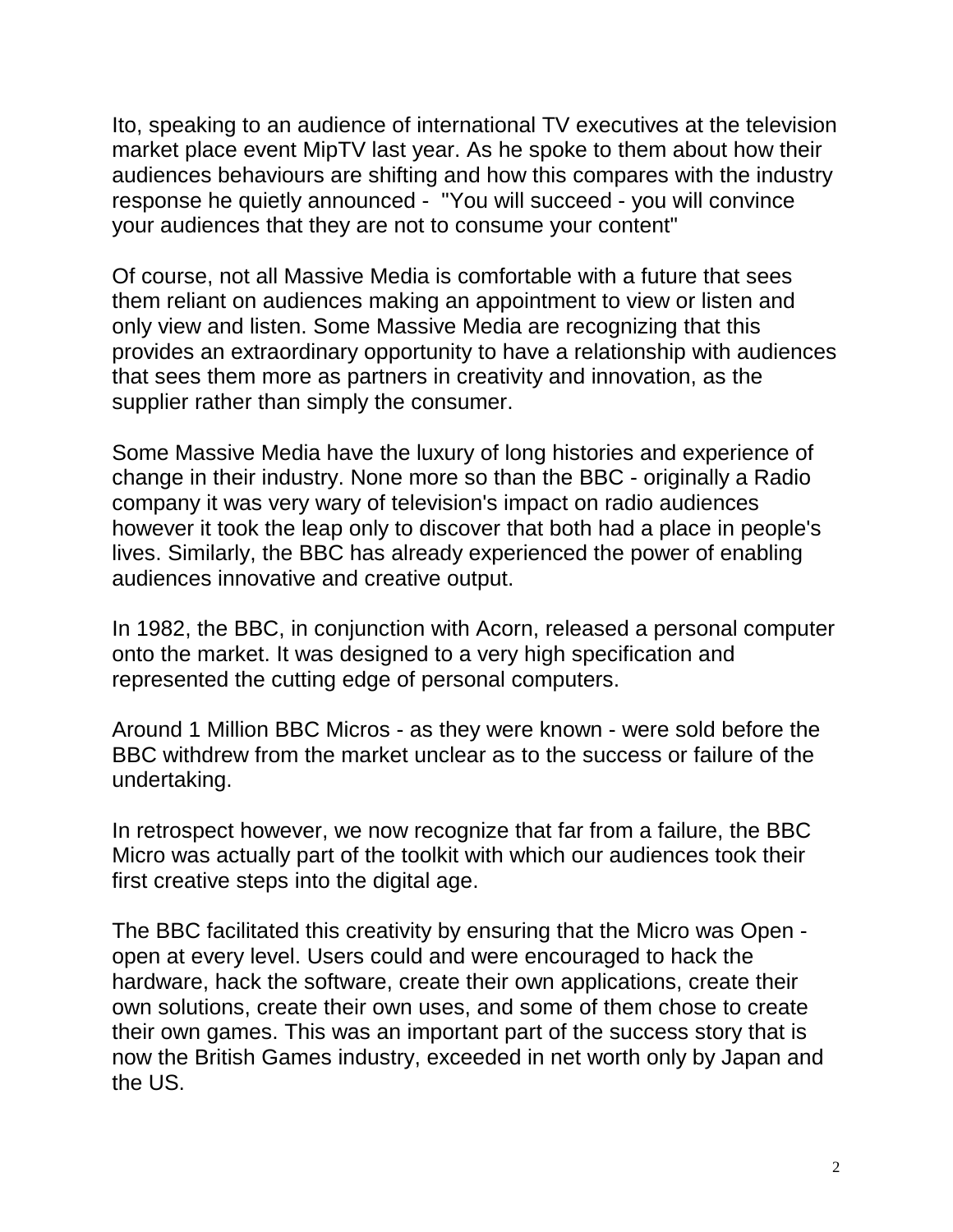Ito, speaking to an audience of international TV executives at the television market place event MipTV last year. As he spoke to them about how their audiences behaviours are shifting and how this compares with the industry response he quietly announced - "You will succeed - you will convince your audiences that they are not to consume your content"

Of course, not all Massive Media is comfortable with a future that sees them reliant on audiences making an appointment to view or listen and only view and listen. Some Massive Media are recognizing that this provides an extraordinary opportunity to have a relationship with audiences that sees them more as partners in creativity and innovation, as the supplier rather than simply the consumer.

Some Massive Media have the luxury of long histories and experience of change in their industry. None more so than the BBC - originally a Radio company it was very wary of television's impact on radio audiences however it took the leap only to discover that both had a place in people's lives. Similarly, the BBC has already experienced the power of enabling audiences innovative and creative output.

In 1982, the BBC, in conjunction with Acorn, released a personal computer onto the market. It was designed to a very high specification and represented the cutting edge of personal computers.

Around 1 Million BBC Micros - as they were known - were sold before the BBC withdrew from the market unclear as to the success or failure of the undertaking.

In retrospect however, we now recognize that far from a failure, the BBC Micro was actually part of the toolkit with which our audiences took their first creative steps into the digital age.

The BBC facilitated this creativity by ensuring that the Micro was Open - open at every level. Users could and were encouraged to hack the hardware, hack the software, create their own applications, create their own solutions, create their own uses, and some of them chose to create their own games. This was an important part of the success story that is now the British Games industry, exceeded in net worth only by Japan and the US.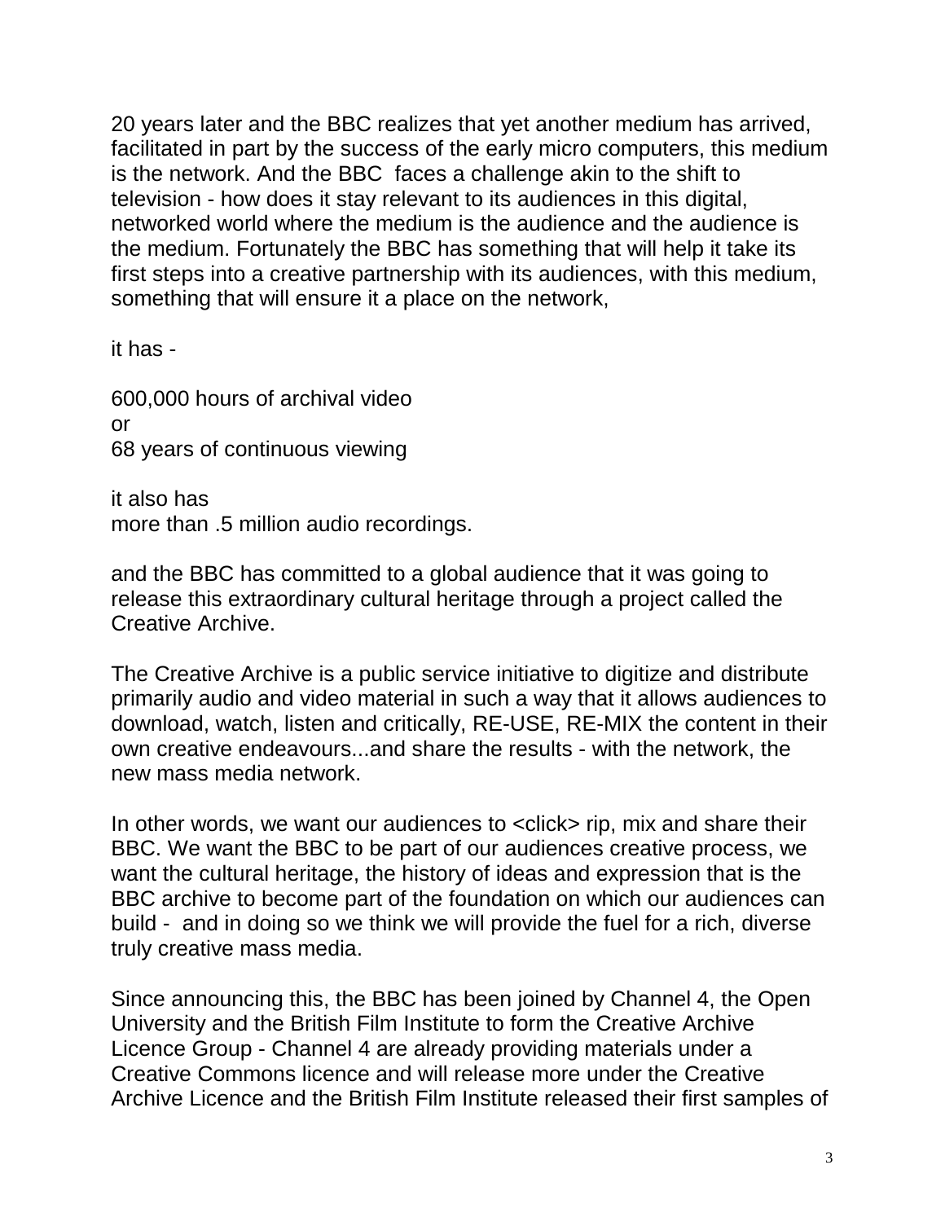20 years later and the BBC realizes that yet another medium has arrived, facilitated in part by the success of the early micro computers, this medium is the network. And the BBC  faces a challenge akin to the shift to television - how does it stay relevant to its audiences in this digital, networked world where the medium is the audience and the audience is the medium. Fortunately the BBC has something that will help it take its first steps into a creative partnership with its audiences, with this medium, something that will ensure it a place on the network,

it has -

600,000 hours of archival video
or
68 years of continuous viewing

it also has
more than .5 million audio recordings.

and the BBC has committed to a global audience that it was going to release this extraordinary cultural heritage through a project called the Creative Archive.

The Creative Archive is a public service initiative to digitize and distribute primarily audio and video material in such a way that it allows audiences to download, watch, listen and critically, RE-USE, RE-MIX the content in their own creative endeavours...and share the results - with the network, the new mass media network.

In other words, we want our audiences to <click> rip, mix and share their BBC. We want the BBC to be part of our audiences creative process, we want the cultural heritage, the history of ideas and expression that is the BBC archive to become part of the foundation on which our audiences can build -  and in doing so we think we will provide the fuel for a rich, diverse truly creative mass media.

Since announcing this, the BBC has been joined by Channel 4, the Open University and the British Film Institute to form the Creative Archive Licence Group - Channel 4 are already providing materials under a Creative Commons licence and will release more under the Creative Archive Licence and the British Film Institute released their first samples of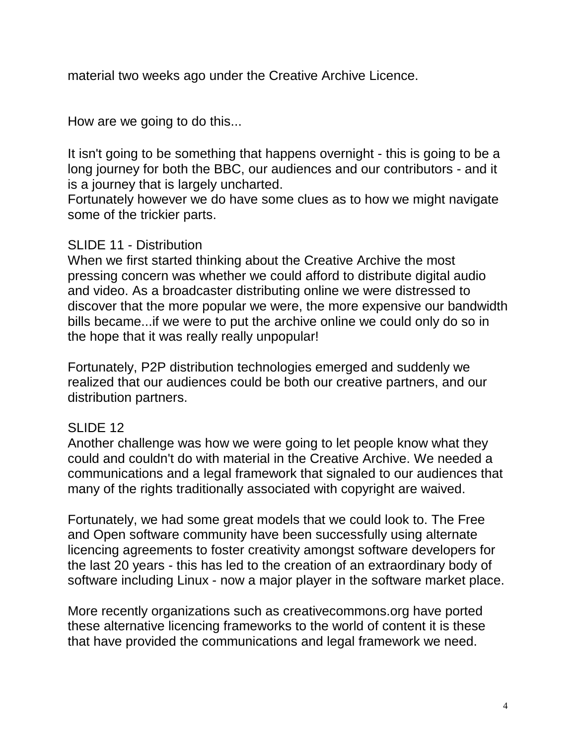material two weeks ago under the Creative Archive Licence.

How are we going to do this...

It isn't going to be something that happens overnight - this is going to be a long journey for both the BBC, our audiences and our contributors - and it is a journey that is largely uncharted.
Fortunately however we do have some clues as to how we might navigate some of the trickier parts.

SLIDE 11 - Distribution
When we first started thinking about the Creative Archive the most pressing concern was whether we could afford to distribute digital audio and video. As a broadcaster distributing online we were distressed to discover that the more popular we were, the more expensive our bandwidth bills became...if we were to put the archive online we could only do so in the hope that it was really really unpopular!

Fortunately, P2P distribution technologies emerged and suddenly we realized that our audiences could be both our creative partners, and our distribution partners.

SLIDE 12
Another challenge was how we were going to let people know what they could and couldn't do with material in the Creative Archive. We needed a communications and a legal framework that signaled to our audiences that many of the rights traditionally associated with copyright are waived.

Fortunately, we had some great models that we could look to. The Free and Open software community have been successfully using alternate licencing agreements to foster creativity amongst software developers for the last 20 years - this has led to the creation of an extraordinary body of software including Linux - now a major player in the software market place.

More recently organizations such as creativecommons.org have ported these alternative licencing frameworks to the world of content it is these that have provided the communications and legal framework we need.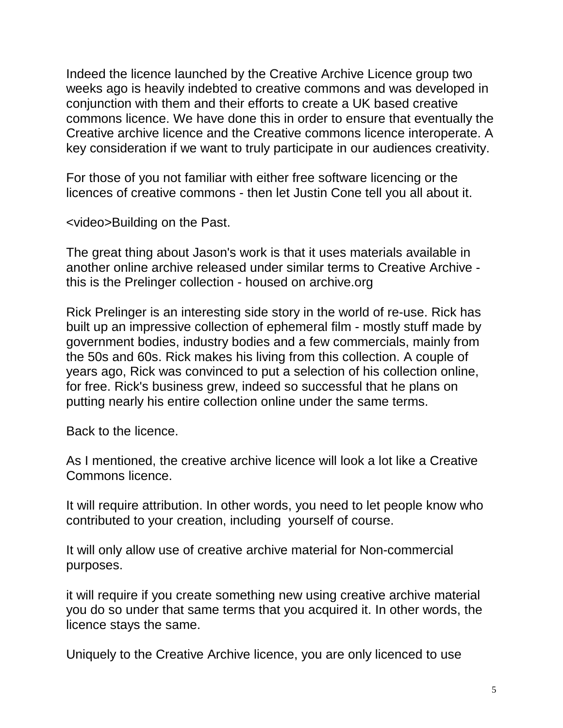Indeed the licence launched by the Creative Archive Licence group two weeks ago is heavily indebted to creative commons and was developed in conjunction with them and their efforts to create a UK based creative commons licence. We have done this in order to ensure that eventually the Creative archive licence and the Creative commons licence interoperate. A key consideration if we want to truly participate in our audiences creativity.

For those of you not familiar with either free software licencing or the licences of creative commons - then let Justin Cone tell you all about it.

<video>Building on the Past.

The great thing about Jason's work is that it uses materials available in another online archive released under similar terms to Creative Archive - this is the Prelinger collection - housed on archive.org

Rick Prelinger is an interesting side story in the world of re-use. Rick has built up an impressive collection of ephemeral film - mostly stuff made by government bodies, industry bodies and a few commercials, mainly from the 50s and 60s. Rick makes his living from this collection. A couple of years ago, Rick was convinced to put a selection of his collection online, for free. Rick's business grew, indeed so successful that he plans on putting nearly his entire collection online under the same terms.

Back to the licence.

As I mentioned, the creative archive licence will look a lot like a Creative Commons licence.

It will require attribution. In other words, you need to let people know who contributed to your creation, including yourself of course.

It will only allow use of creative archive material for Non-commercial purposes.

it will require if you create something new using creative archive material you do so under that same terms that you acquired it. In other words, the licence stays the same.

Uniquely to the Creative Archive licence, you are only licenced to use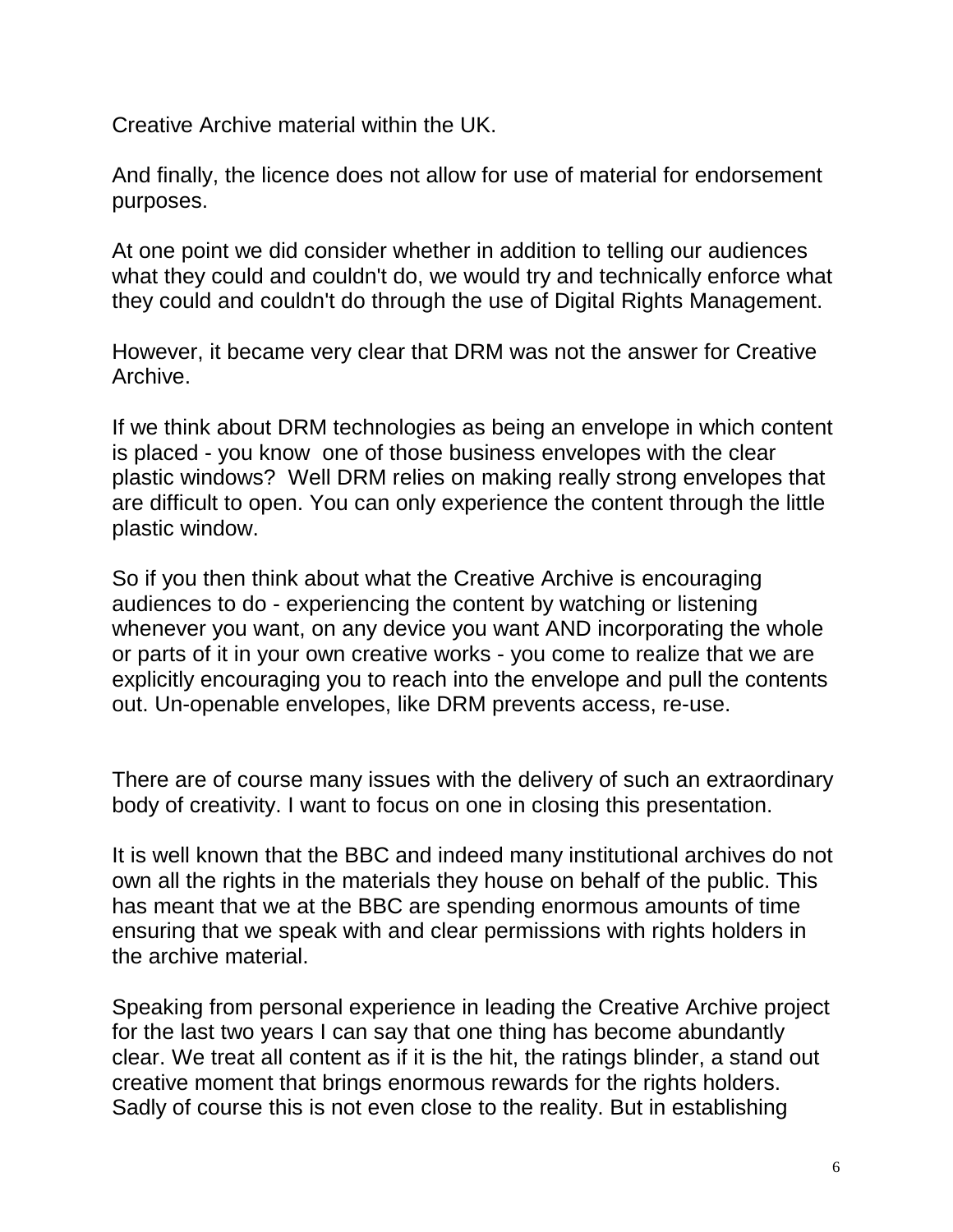Creative Archive material within the UK.

And finally, the licence does not allow for use of material for endorsement purposes.

At one point we did consider whether in addition to telling our audiences what they could and couldn't do, we would try and technically enforce what they could and couldn't do through the use of Digital Rights Management.

However, it became very clear that DRM was not the answer for Creative Archive.

If we think about DRM technologies as being an envelope in which content is placed - you know one of those business envelopes with the clear plastic windows? Well DRM relies on making really strong envelopes that are difficult to open. You can only experience the content through the little plastic window.

So if you then think about what the Creative Archive is encouraging audiences to do - experiencing the content by watching or listening whenever you want, on any device you want AND incorporating the whole or parts of it in your own creative works - you come to realize that we are explicitly encouraging you to reach into the envelope and pull the contents out. Un-openable envelopes, like DRM prevents access, re-use.

There are of course many issues with the delivery of such an extraordinary body of creativity. I want to focus on one in closing this presentation.

It is well known that the BBC and indeed many institutional archives do not own all the rights in the materials they house on behalf of the public. This has meant that we at the BBC are spending enormous amounts of time ensuring that we speak with and clear permissions with rights holders in the archive material.

Speaking from personal experience in leading the Creative Archive project for the last two years I can say that one thing has become abundantly clear. We treat all content as if it is the hit, the ratings blinder, a stand out creative moment that brings enormous rewards for the rights holders. Sadly of course this is not even close to the reality. But in establishing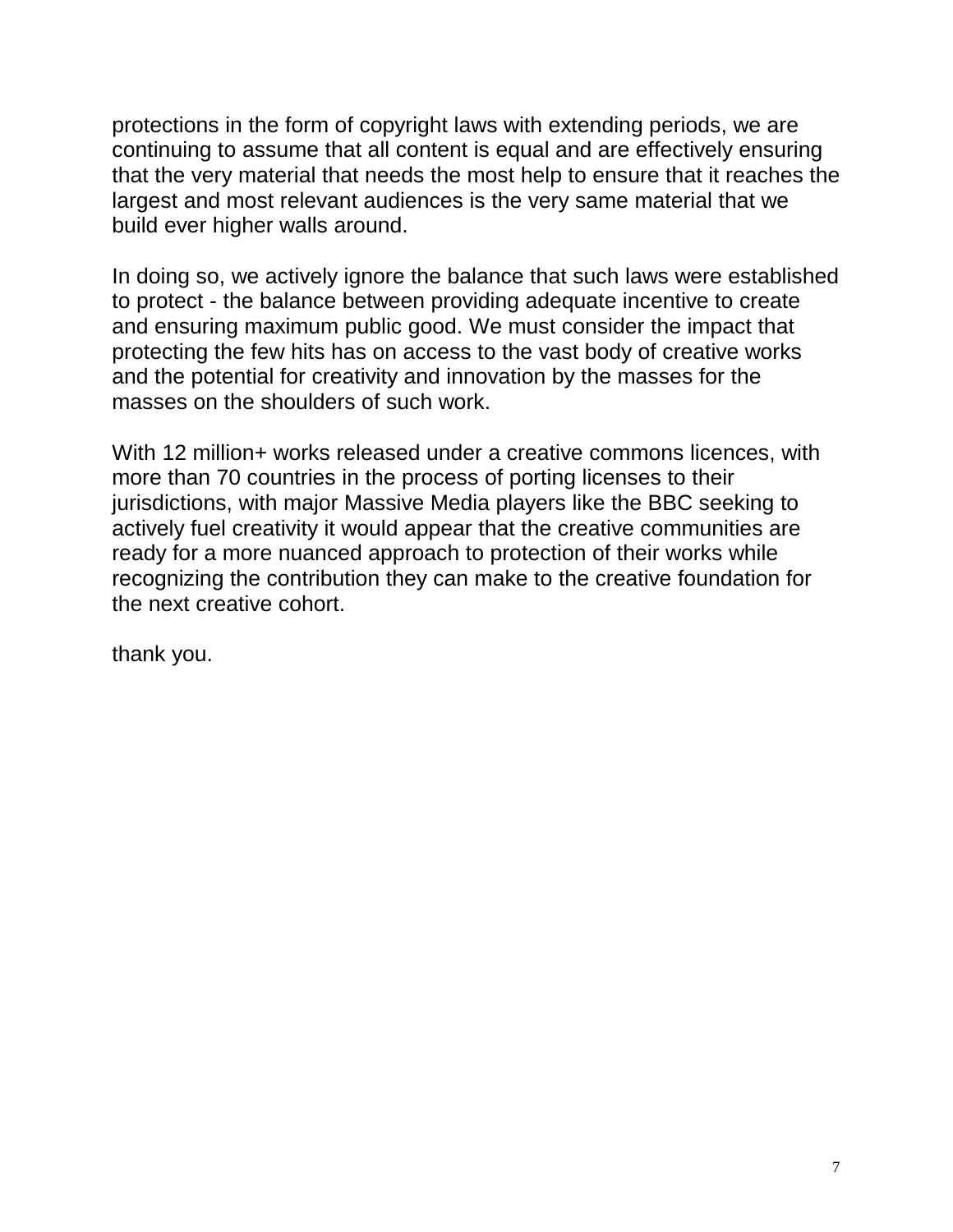protections in the form of copyright laws with extending periods, we are continuing to assume that all content is equal and are effectively ensuring that the very material that needs the most help to ensure that it reaches the largest and most relevant audiences is the very same material that we build ever higher walls around.

In doing so, we actively ignore the balance that such laws were established to protect - the balance between providing adequate incentive to create and ensuring maximum public good. We must consider the impact that protecting the few hits has on access to the vast body of creative works and the potential for creativity and innovation by the masses for the masses on the shoulders of such work.

With 12 million+ works released under a creative commons licences, with more than 70 countries in the process of porting licenses to their jurisdictions, with major Massive Media players like the BBC seeking to actively fuel creativity it would appear that the creative communities are ready for a more nuanced approach to protection of their works while recognizing the contribution they can make to the creative foundation for the next creative cohort.

thank you.